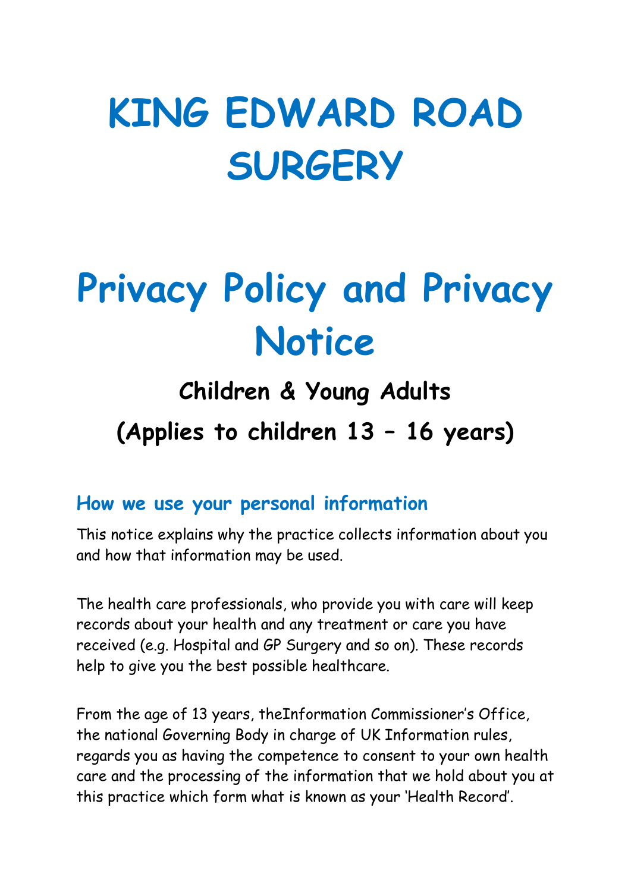# KING EDWARD ROAD SURGERY

# Privacy Policy and Privacy Notice

### Children & Young Adults

### (Applies to children 13 – 16 years)

## How we use your personal information

This notice explains why the practice collects information about you and how that information may be used.

The health care professionals, who provide you with care will keep records about your health and any treatment or care you have received (e.g. Hospital and GP Surgery and so on). These records help to give you the best possible healthcare.

From the age of 13 years, theInformation Commissioner's Office, the national Governing Body in charge of UK Information rules, regards you as having the competence to consent to your own health care and the processing of the information that we hold about you at this practice which form what is known as your 'Health Record'.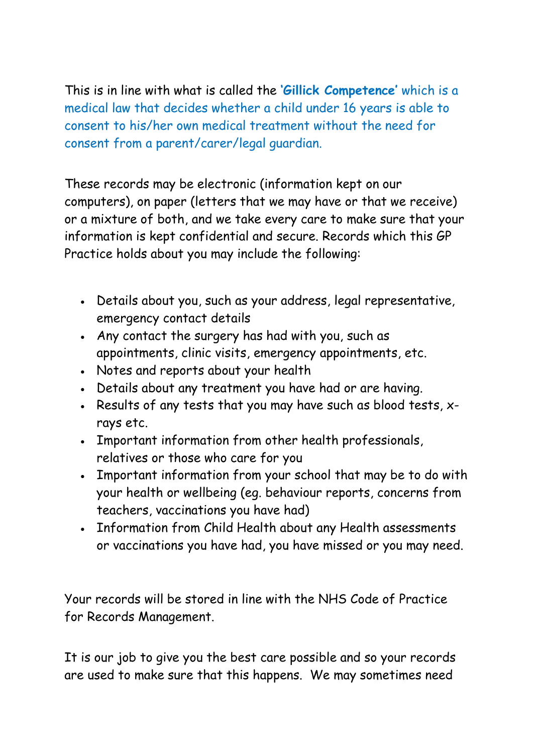This is in line with what is called the **'Gillick Competence'** which is a medical law that decides whether a child under 16 years is able to consent to his/her own medical treatment without the need for consent from a parent/carer/legal guardian.

These records may be electronic (information kept on our computers), on paper (letters that we may have or that we receive) or a mixture of both, and we take every care to make sure that your information is kept confidential and secure. Records which this GP Practice holds about you may include the following:

- Details about you, such as your address, legal representative, emergency contact details
- Any contact the surgery has had with you, such as appointments, clinic visits, emergency appointments, etc.
- Notes and reports about your health
- Details about any treatment you have had or are having.
- Results of any tests that you may have such as blood tests, x-rays etc.
- Important information from other health professionals, relatives or those who care for you
- Important information from your school that may be to do with your health or wellbeing (eg. behaviour reports, concerns from teachers, vaccinations you have had)
- Information from Child Health about any Health assessments or vaccinations you have had, you have missed or you may need.

Your records will be stored in line with the NHS Code of Practice for Records Management.

It is our job to give you the best care possible and so your records are used to make sure that this happens. We may sometimes need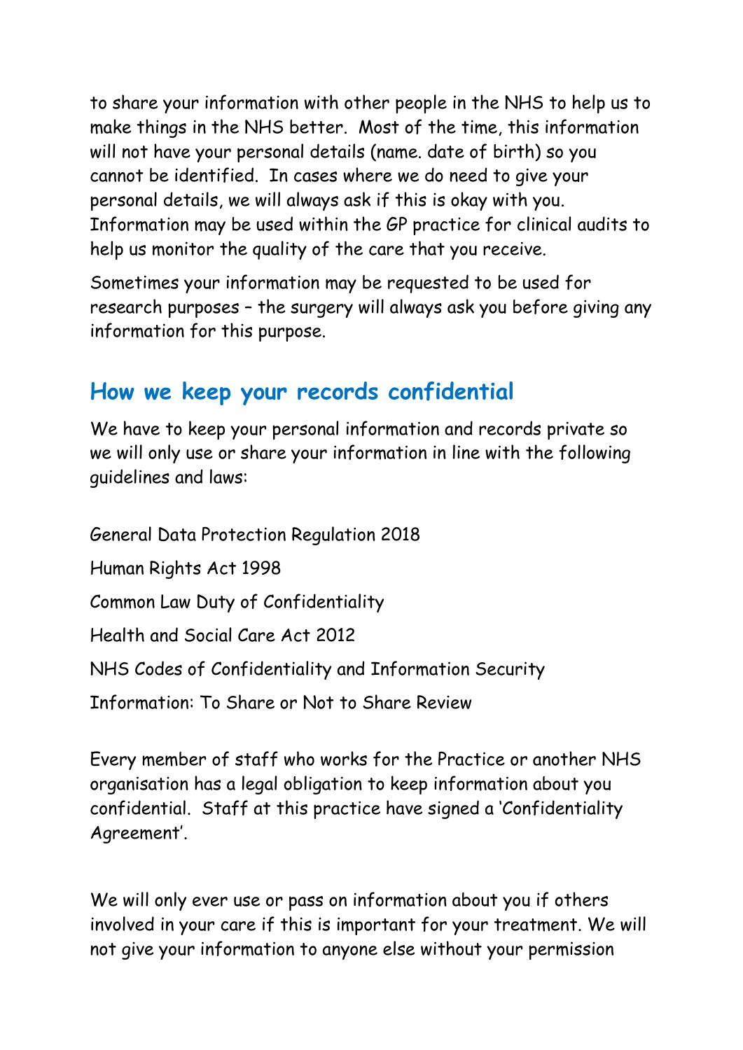to share your information with other people in the NHS to help us to make things in the NHS better. Most of the time, this information will not have your personal details (name. date of birth) so you cannot be identified. In cases where we do need to give your personal details, we will always ask if this is okay with you. Information may be used within the GP practice for clinical audits to help us monitor the quality of the care that you receive.

Sometimes your information may be requested to be used for research purposes – the surgery will always ask you before giving any information for this purpose.

## How we keep your records confidential

We have to keep your personal information and records private so we will only use or share your information in line with the following guidelines and laws:

General Data Protection Regulation 2018

Human Rights Act 1998

Common Law Duty of Confidentiality

Health and Social Care Act 2012

NHS Codes of Confidentiality and Information Security

Information: To Share or Not to Share Review

Every member of staff who works for the Practice or another NHS organisation has a legal obligation to keep information about you confidential. Staff at this practice have signed a 'Confidentiality Agreement'.

We will only ever use or pass on information about you if others involved in your care if this is important for your treatment. We will not give your information to anyone else without your permission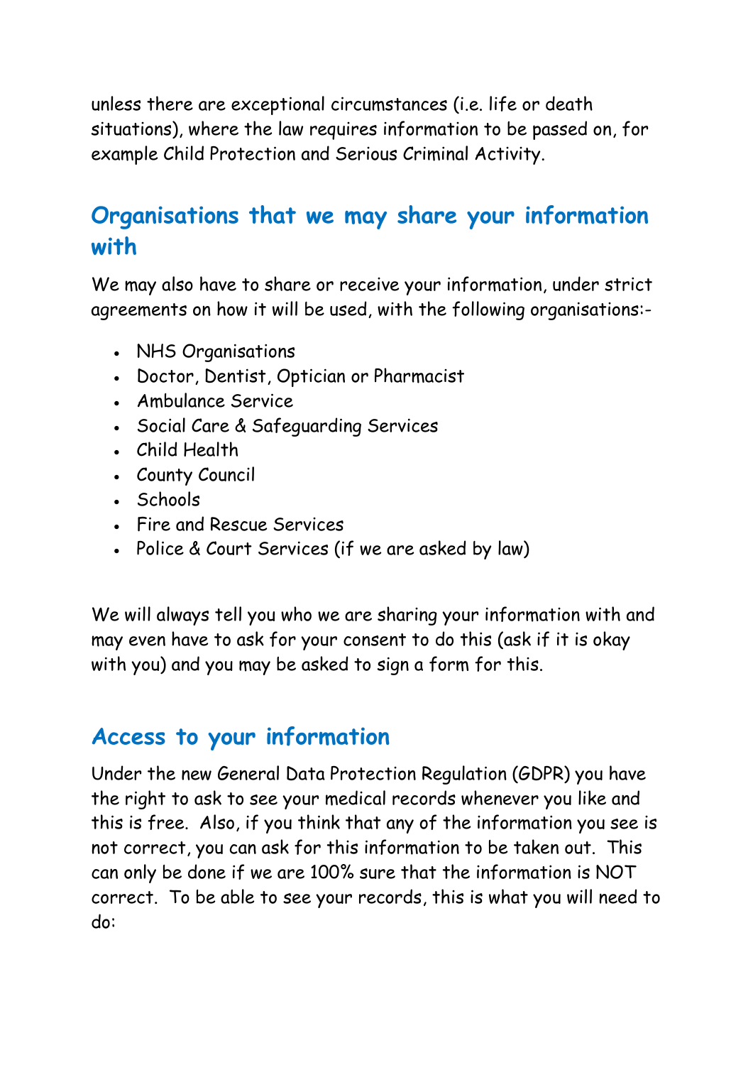unless there are exceptional circumstances (i.e. life or death situations), where the law requires information to be passed on, for example Child Protection and Serious Criminal Activity.

## Organisations that we may share your information with

We may also have to share or receive your information, under strict agreements on how it will be used, with the following organisations:-

- NHS Organisations
- Doctor, Dentist, Optician or Pharmacist
- Ambulance Service
- Social Care & Safeguarding Services
- Child Health
- County Council
- Schools
- Fire and Rescue Services
- Police & Court Services (if we are asked by law)

We will always tell you who we are sharing your information with and may even have to ask for your consent to do this (ask if it is okay with you) and you may be asked to sign a form for this.

## Access to your information

Under the new General Data Protection Regulation (GDPR) you have the right to ask to see your medical records whenever you like and this is free. Also, if you think that any of the information you see is not correct, you can ask for this information to be taken out. This can only be done if we are 100% sure that the information is NOT correct. To be able to see your records, this is what you will need to do: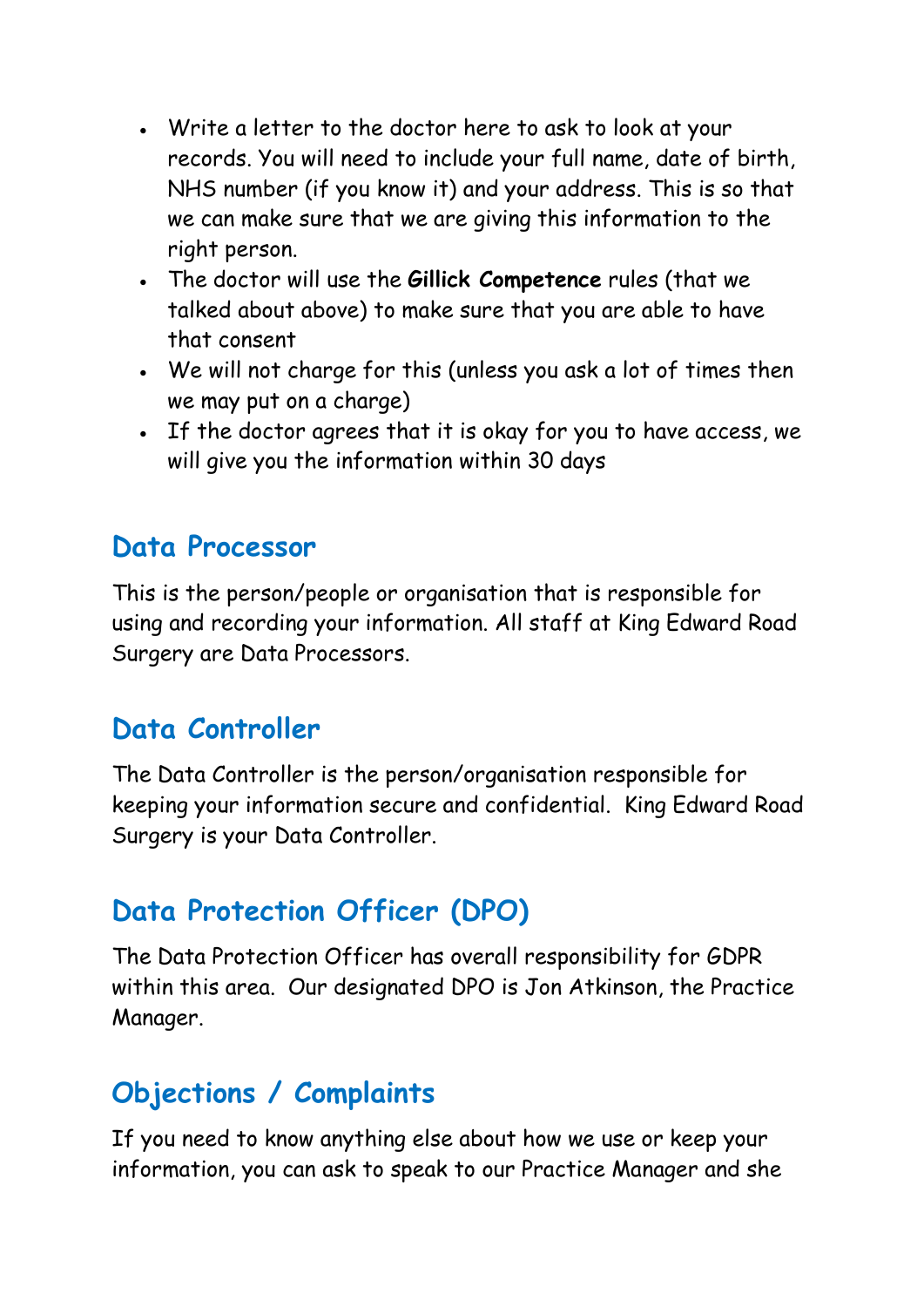- Write a letter to the doctor here to ask to look at your records. You will need to include your full name, date of birth, NHS number (if you know it) and your address. This is so that we can make sure that we are giving this information to the right person.
- The doctor will use the **Gillick Competence** rules (that we talked about above) to make sure that you are able to have that consent
- We will not charge for this (unless you ask a lot of times then we may put on a charge)
- If the doctor agrees that it is okay for you to have access, we will give you the information within 30 days

## Data Processor

This is the person/people or organisation that is responsible for using and recording your information. All staff at King Edward Road Surgery are Data Processors.

## Data Controller

The Data Controller is the person/organisation responsible for keeping your information secure and confidential. King Edward Road Surgery is your Data Controller.

## Data Protection Officer (DPO)

The Data Protection Officer has overall responsibility for GDPR within this area. Our designated DPO is Jon Atkinson, the Practice Manager.

## Objections / Complaints

If you need to know anything else about how we use or keep your information, you can ask to speak to our Practice Manager and she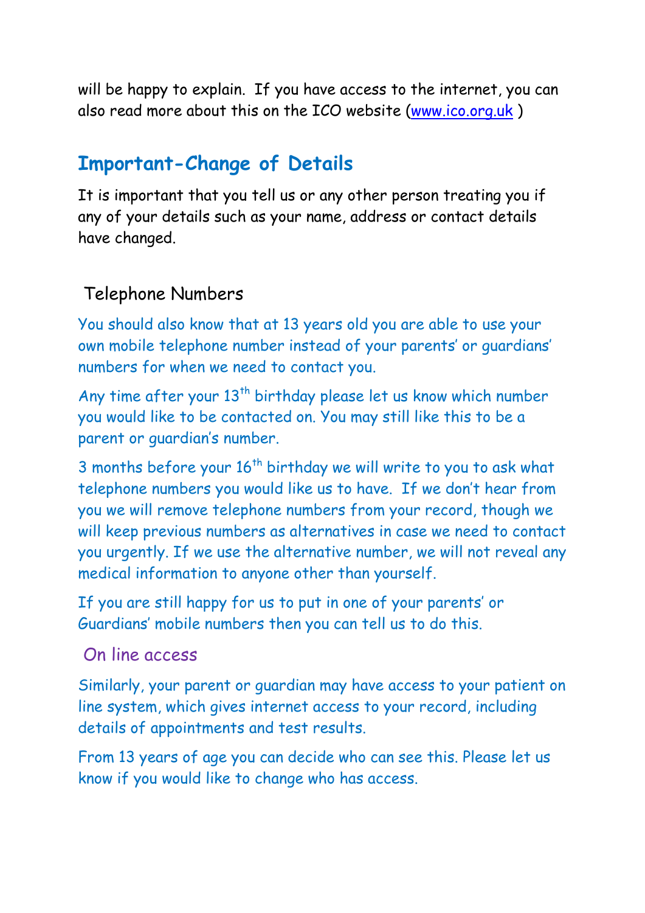will be happy to explain. If you have access to the internet, you can also read more about this on the ICO website (www.ico.org.uk )

## Important-Change of Details

It is important that you tell us or any other person treating you if any of your details such as your name, address or contact details have changed.

### Telephone Numbers

You should also know that at 13 years old you are able to use your own mobile telephone number instead of your parents' or guardians' numbers for when we need to contact you.

Any time after your 13th birthday please let us know which number you would like to be contacted on. You may still like this to be a parent or guardian's number.

3 months before your 16th birthday we will write to you to ask what telephone numbers you would like us to have. If we don't hear from you we will remove telephone numbers from your record, though we will keep previous numbers as alternatives in case we need to contact you urgently. If we use the alternative number, we will not reveal any medical information to anyone other than yourself.

If you are still happy for us to put in one of your parents' or Guardians' mobile numbers then you can tell us to do this.

### On line access

Similarly, your parent or guardian may have access to your patient on line system, which gives internet access to your record, including details of appointments and test results.

From 13 years of age you can decide who can see this. Please let us know if you would like to change who has access.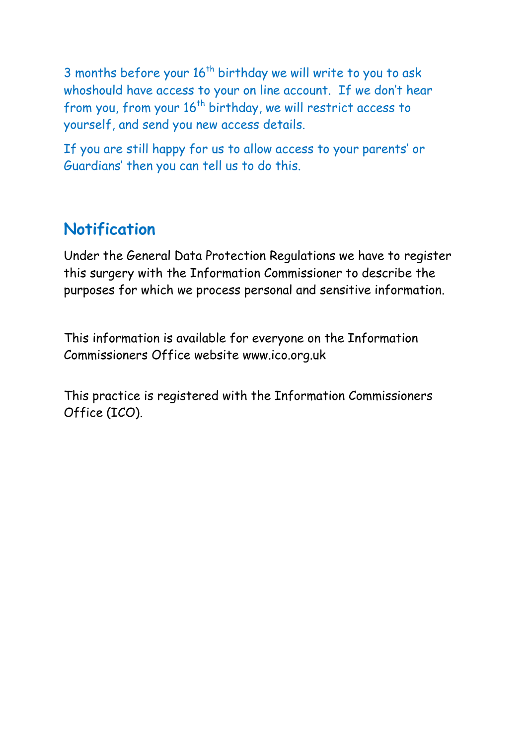3 months before your 16th birthday we will write to you to ask whoshould have access to your on line account. If we don't hear from you, from your 16th birthday, we will restrict access to yourself, and send you new access details.

If you are still happy for us to allow access to your parents' or Guardians' then you can tell us to do this.

## Notification

Under the General Data Protection Regulations we have to register this surgery with the Information Commissioner to describe the purposes for which we process personal and sensitive information.

This information is available for everyone on the Information Commissioners Office website www.ico.org.uk

This practice is registered with the Information Commissioners Office (ICO).